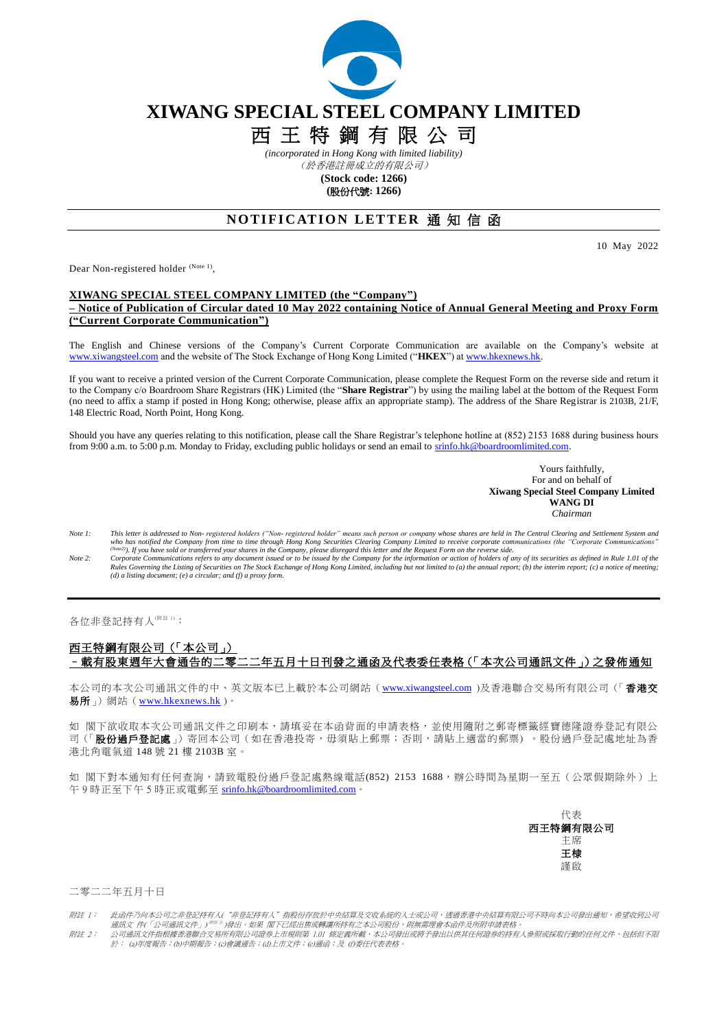# XIWANG SPECIAL STEEL COMPANY LIMITED

# 西 王 特 鋼 有 限 公 司

*(incorporated in Hong Kong with limited liability)*
*（於香港註冊成立的有限公司）*

**(Stock code: 1266)**
**(股份代號: 1266)**

## NOTIFICATION LETTER 通 知 信 函

10 May 2022

Dear Non-registered holder (Note 1),

**XIWANG SPECIAL STEEL COMPANY LIMITED (the "Company")**
**– Notice of Publication of Circular dated 10 May 2022 containing Notice of Annual General Meeting and Proxy Form ("Current Corporate Communication")**

The English and Chinese versions of the Company's Current Corporate Communication are available on the Company's website at www.xiwangsteel.com and the website of The Stock Exchange of Hong Kong Limited ("**HKEX**") at www.hkexnews.hk.

If you want to receive a printed version of the Current Corporate Communication, please complete the Request Form on the reverse side and return it to the Company c/o Boardroom Share Registrars (HK) Limited (the "**Share Registrar**") by using the mailing label at the bottom of the Request Form (no need to affix a stamp if posted in Hong Kong; otherwise, please affix an appropriate stamp). The address of the Share Registrar is 2103B, 21/F, 148 Electric Road, North Point, Hong Kong.

Should you have any queries relating to this notification, please call the Share Registrar's telephone hotline at (852) 2153 1688 during business hours from 9:00 a.m. to 5:00 p.m. Monday to Friday, excluding public holidays or send an email to srinfo.hk@boardroomlimited.com.

Yours faithfully,
For and on behalf of
**Xiwang Special Steel Company Limited**
**WANG DI**
*Chairman*

*Note 1: This letter is addressed to Non- registered holders ("Non- registered holder" means such person or company whose shares are held in The Central Clearing and Settlement System and who has notified the Company from time to time through Hong Kong Securities Clearing Company Limited to receive corporate communications (the "Corporate Communications" (Note2)). If you have sold or transferred your shares in the Company, please disregard this letter and the Request Form on the reverse side.*

*Note 2: Corporate Communications refers to any document issued or to be issued by the Company for the information or action of holders of any of its securities as defined in Rule 1.01 of the Rules Governing the Listing of Securities on The Stock Exchange of Hong Kong Limited, including but not limited to (a) the annual report; (b) the interim report; (c) a notice of meeting; (d) a listing document; (e) a circular; and (f) a proxy form.*

---

各位非登記持有人(附註 1)：

**西王特鋼有限公司（「本公司」）**
**－載有股東週年大會通告的二零二二年五月十日刊發之通函及代表委任表格（「本次公司通訊文件」）之發佈通知**

本公司的本次公司通訊文件的中、英文版本已上載於本公司網站（www.xiwangsteel.com）及香港聯合交易所有限公司（「**香港交易所**」）網站（www.hkexnews.hk）。

如 閣下欲收取本次公司通訊文件之印刷本，請填妥在本函背面的申請表格，並使用隨附之郵寄標籤經寶德隆證券登記有限公司（「**股份過戶登記處**」）寄回本公司（如在香港投寄，毋須貼上郵票；否則，請貼上適當的郵票）。股份過戶登記處地址為香港北角電氣道 148 號 21 樓 2103B 室。

如 閣下對本通知有任何查詢，請致電股份過戶登記處熱線電話(852) 2153 1688，辦公時間為星期一至五（公眾假期除外）上午 9 時正至下午 5 時正或電郵至 srinfo.hk@boardroomlimited.com。

代表
**西王特鋼有限公司**
主席
**王棣**
謹啟

二零二二年五月十日

*附註 1： 此函件乃向本公司之非登記持有人("非登記持有人"指股份存放於中央結算及交收系統的人士或公司，透過香港中央結算有限公司不時向本公司發出通知，希望收到公司通訊文件(「公司通訊文件」)(附註 2))發出。如果 閣下已經出售或轉讓所持有之本公司股份，則無需理會本函件及所附申請表格。*

*附註 2： 公司通訊文件指根據香港聯合交易所有限公司證券上市規則第 1.01 條定義所載，本公司發出或將予發出以供其任何證券的持有人參照或採取行動的任何文件，包括但不限於：(a)年度報告；(b)中期報告；(c)會議通告；(d)上市文件；(e)通函；及 (f)委任代表表格。*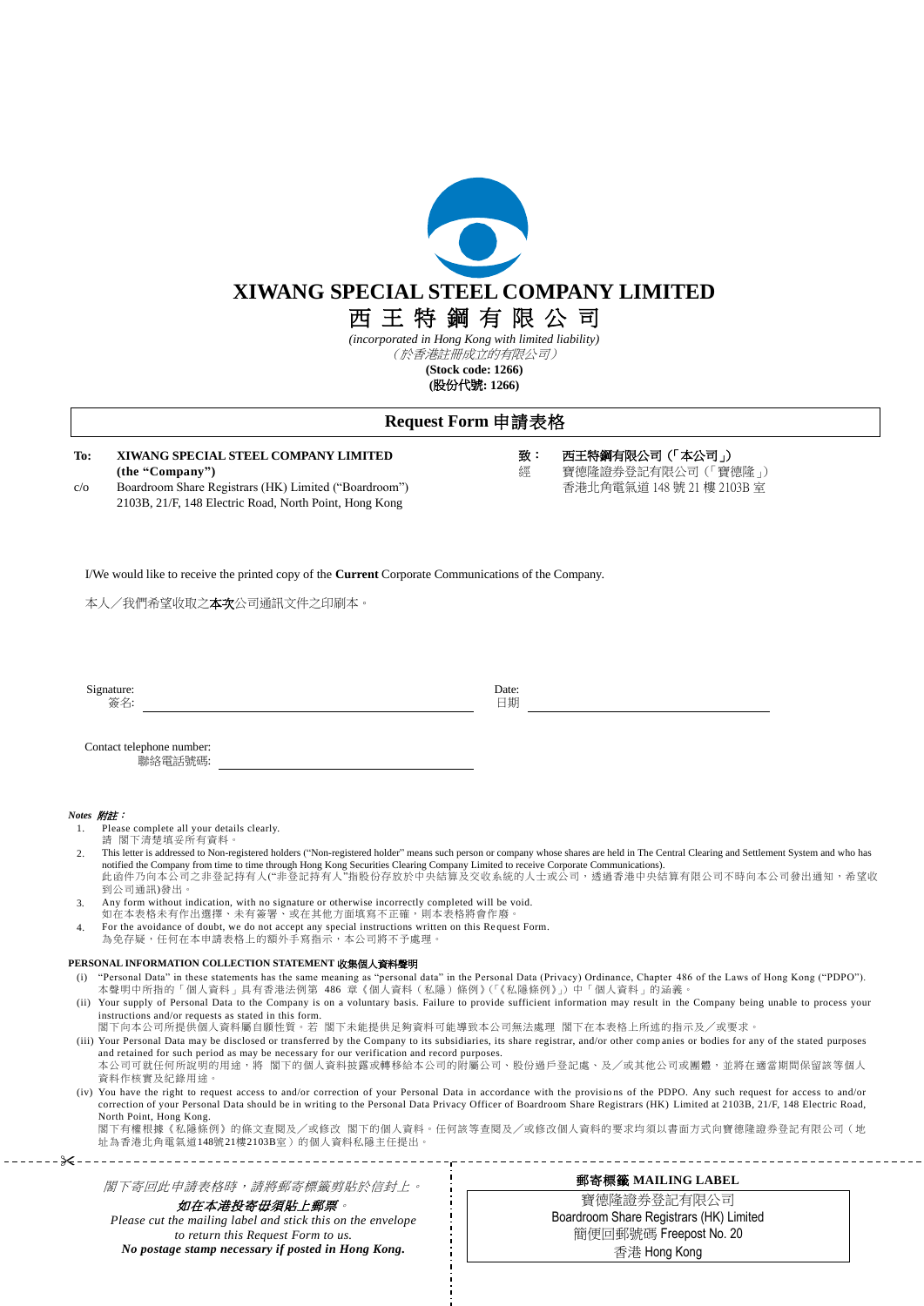# XIWANG SPECIAL STEEL COMPANY LIMITED

# 西 王 特 鋼 有 限 公 司

*(incorporated in Hong Kong with limited liability)*

*（於香港註冊成立的有限公司）*

**(Stock code: 1266)**

**(股份代號: 1266)**

## Request Form 申請表格

**To:** **XIWANG SPECIAL STEEL COMPANY LIMITED (the "Company")**
c/o Boardroom Share Registrars (HK) Limited ("Boardroom")
2103B, 21/F, 148 Electric Road, North Point, Hong Kong

**致：** **西王特鋼有限公司（「本公司」）**
經 寶德隆證券登記有限公司（「寶德隆」）
香港北角電氣道 148 號 21 樓 2103B 室

I/We would like to receive the printed copy of the **Current** Corporate Communications of the Company.

本人╱我們希望收取之**本次**公司通訊文件之印刷本。

Signature:
簽名: ______________________________

Date:
日期 ______________________________

Contact telephone number:
聯絡電話號碼: ______________________________

***Notes 附註：***

1. Please complete all your details clearly.
   請 閣下清楚填妥所有資料。
2. This letter is addressed to Non-registered holders ("Non-registered holder" means such person or company whose shares are held in The Central Clearing and Settlement System and who has notified the Company from time to time through Hong Kong Securities Clearing Company Limited to receive Corporate Communications).
   此函件乃向本公司之非登記持有人("非登記持有人"指股份存放於中央結算及交收系統的人士或公司，透過香港中央結算有限公司不時向本公司發出通知，希望收到公司通訊)發出。
3. Any form without indication, with no signature or otherwise incorrectly completed will be void.
   如在本表格未有作出選擇、未有簽署、或在其他方面填寫不正確，則本表格將會作廢。
4. For the avoidance of doubt, we do not accept any special instructions written on this Request Form.
   為免存疑，任何在本申請表格上的額外手寫指示，本公司將不予處理。

**PERSONAL INFORMATION COLLECTION STATEMENT 收集個人資料聲明**

(i) "Personal Data" in these statements has the same meaning as "personal data" in the Personal Data (Privacy) Ordinance, Chapter 486 of the Laws of Hong Kong ("PDPO").
本聲明中所指的「個人資料」具有香港法例第 486 章《個人資料（私隱）條例》(「《私隱條例》」）中「個人資料」的涵義。

(ii) Your supply of Personal Data to the Company is on a voluntary basis. Failure to provide sufficient information may result in the Company being unable to process your instructions and/or requests as stated in this form.
閣下向本公司所提供個人資料屬自願性質。若 閣下未能提供足夠資料可能導致本公司無法處理 閣下在本表格上所述的指示及／或要求。

(iii) Your Personal Data may be disclosed or transferred by the Company to its subsidiaries, its share registrar, and/or other companies or bodies for any of the stated purposes and retained for such period as may be necessary for our verification and record purposes.
本公司可就任何所說明的用途，將 閣下的個人資料披露或轉移給本公司的附屬公司、股份過戶登記處、及／或其他公司或團體，並將在適當期間保留該等個人資料作核實及紀錄用途。

(iv) You have the right to request access to and/or correction of your Personal Data in accordance with the provisions of the PDPO. Any such request for access to and/or correction of your Personal Data should be in writing to the Personal Data Privacy Officer of Boardroom Share Registrars (HK) Limited at 2103B, 21/F, 148 Electric Road, North Point, Hong Kong.
閣下有權根據《私隱條例》的條文查閱及／或修改 閣下的個人資料。任何該等查閱及／或修改個人資料的要求均須以書面方式向寶德隆證券登記有限公司（地址為香港北角電氣道148號21樓2103B室）的個人資料私隱主任提出。

---

*閣下寄回此申請表格時，請將郵寄標籤剪貼於信封上。*

***如在本港投寄毋須貼上郵票。***

*Please cut the mailing label and stick this on the envelope to return this Request Form to us.*

***No postage stamp necessary if posted in Hong Kong.***

**郵寄標籤 MAILING LABEL**

寶德隆證券登記有限公司
Boardroom Share Registrars (HK) Limited
簡便回郵號碼 Freepost No. 20
香港 Hong Kong